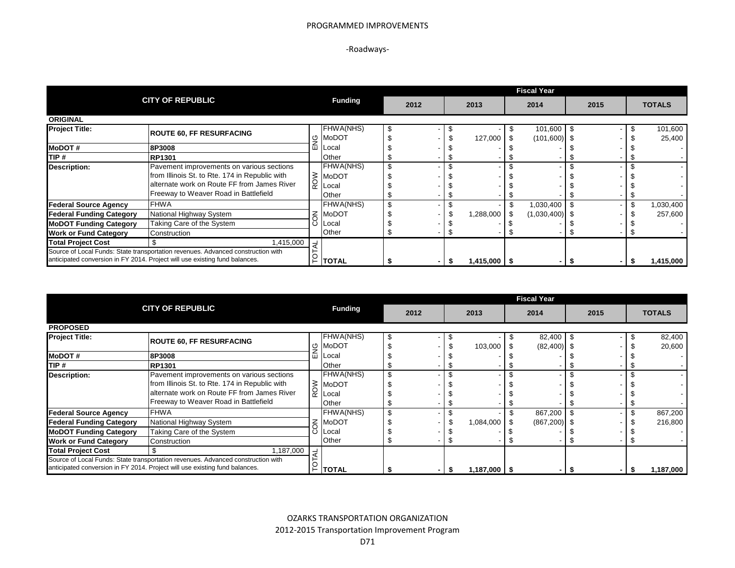PROGRAMMED IMPROVEMENTS

-Roadways-

| CITY OF REPUBLIC | | | Funding | Fiscal Year 2012 | 2013 | 2014 | 2015 | TOTALS |
|---|---|---|---|---|---|---|---|---|
| **ORIGINAL** | | | | | | | | |
| **Project Title:** | **ROUTE 60, FF RESURFACING** | ENG | FHWA(NHS) | $ - | $ - | $ 101,600 | $ - | $ 101,600 |
| | | | MoDOT | $ - | $ 127,000 | $ (101,600) | $ - | $ 25,400 |
| **MoDOT #** | **8P3008** | | Local | $ - | $ - | $ - | $ - | $ - |
| **TIP #** | **RP1301** | | Other | $ - | $ - | $ - | $ - | $ - |
| **Description:** | Pavement improvements on various sections from Illinois St. to Rte. 174 in Republic with alternate work on Route FF from James River Freeway to Weaver Road in Battlefield | ROW | FHWA(NHS) | $ - | $ - | $ - | $ - | $ - |
| | | | MoDOT | $ - | $ - | $ - | $ - | $ - |
| | | | Local | $ - | $ - | $ - | $ - | $ - |
| | | | Other | $ - | $ - | $ - | $ - | $ - |
| **Federal Source Agency** | FHWA | CON | FHWA(NHS) | $ - | $ - | $ 1,030,400 | $ - | $ 1,030,400 |
| **Federal Funding Category** | National Highway System | | MoDOT | $ - | $ 1,288,000 | $ (1,030,400) | $ - | $ 257,600 |
| **MoDOT Funding Category** | Taking Care of the System | | Local | $ - | $ - | $ - | $ - | $ - |
| **Work or Fund Category** | Construction | | Other | $ - | $ - | $ - | $ - | $ - |
| **Total Project Cost** | $ 1,415,000 | TOTAL | **TOTAL** | **$ -** | **$ 1,415,000** | **$ -** | **$ -** | **$ 1,415,000** |
| Source of Local Funds: State transportation revenues. Advanced construction with anticipated conversion in FY 2014. Project will use existing fund balances. | | | | | | | | |

| CITY OF REPUBLIC | | | Funding | Fiscal Year 2012 | 2013 | 2014 | 2015 | TOTALS |
|---|---|---|---|---|---|---|---|---|
| **PROPOSED** | | | | | | | | |
| **Project Title:** | **ROUTE 60, FF RESURFACING** | ENG | FHWA(NHS) | $ - | $ - | $ 82,400 | $ - | $ 82,400 |
| | | | MoDOT | $ - | $ 103,000 | $ (82,400) | $ - | $ 20,600 |
| **MoDOT #** | **8P3008** | | Local | $ - | $ - | $ - | $ - | $ - |
| **TIP #** | **RP1301** | | Other | $ - | $ - | $ - | $ - | $ - |
| **Description:** | Pavement improvements on various sections from Illinois St. to Rte. 174 in Republic with alternate work on Route FF from James River Freeway to Weaver Road in Battlefield | ROW | FHWA(NHS) | $ - | $ - | $ - | $ - | $ - |
| | | | MoDOT | $ - | $ - | $ - | $ - | $ - |
| | | | Local | $ - | $ - | $ - | $ - | $ - |
| | | | Other | $ - | $ - | $ - | $ - | $ - |
| **Federal Source Agency** | FHWA | CON | FHWA(NHS) | $ - | $ - | $ 867,200 | $ - | $ 867,200 |
| **Federal Funding Category** | National Highway System | | MoDOT | $ - | $ 1,084,000 | $ (867,200) | $ - | $ 216,800 |
| **MoDOT Funding Category** | Taking Care of the System | | Local | $ - | $ - | $ - | $ - | $ - |
| **Work or Fund Category** | Construction | | Other | $ - | $ - | $ - | $ - | $ - |
| **Total Project Cost** | $ 1,187,000 | TOTAL | **TOTAL** | **$ -** | **$ 1,187,000** | **$ -** | **$ -** | **$ 1,187,000** |
| Source of Local Funds: State transportation revenues. Advanced construction with anticipated conversion in FY 2014. Project will use existing fund balances. | | | | | | | | |

OZARKS TRANSPORTATION ORGANIZATION
2012-2015 Transportation Improvement Program
D71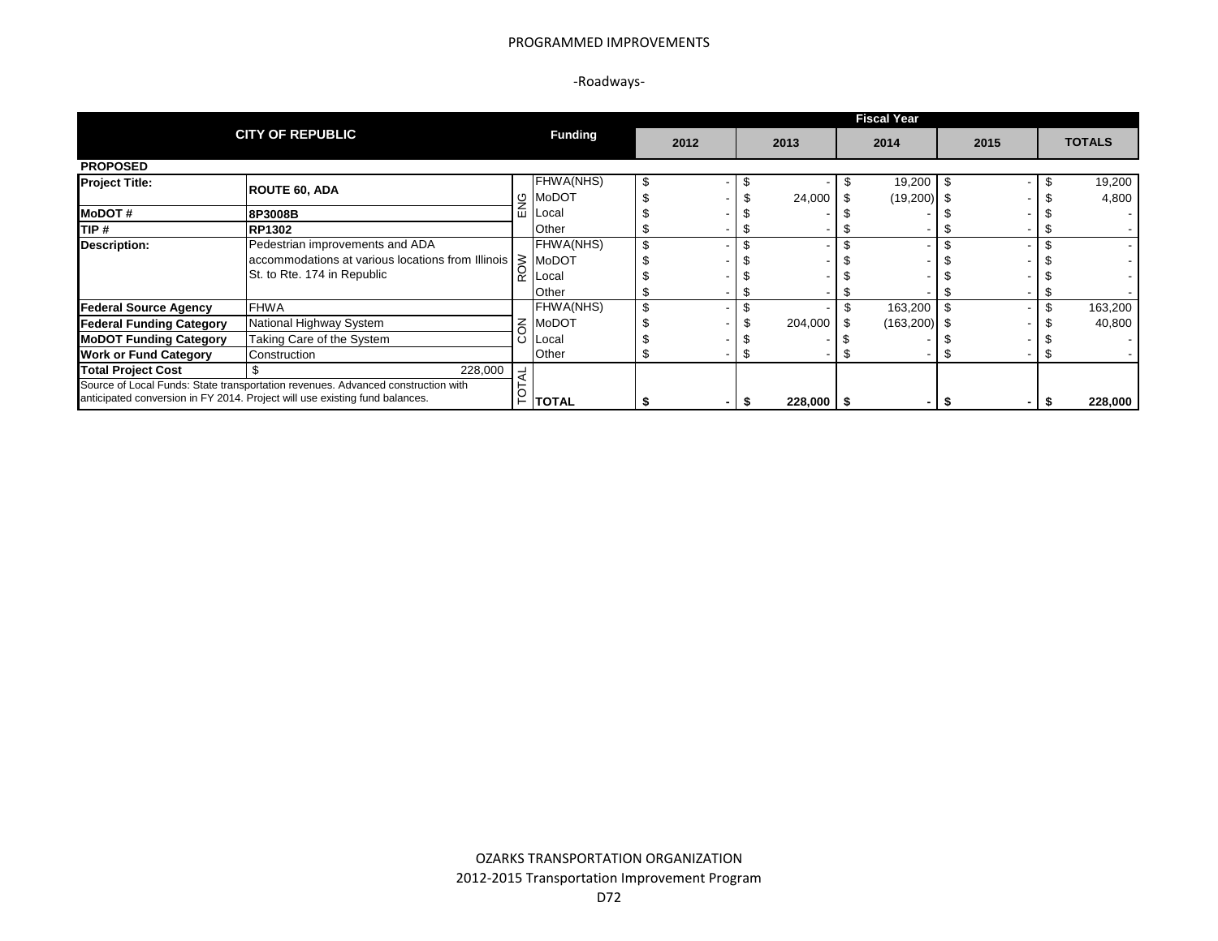PROGRAMMED IMPROVEMENTS

-Roadways-

| CITY OF REPUBLIC | | | Funding | Fiscal Year 2012 | 2013 | 2014 | 2015 | TOTALS |
|---|---|---|---|---|---|---|---|---|
| **PROPOSED** | | | | | | | | |
| **Project Title:** | **ROUTE 60, ADA** | ENG | FHWA(NHS) | $ - | $ - | $ 19,200 | $ - | $ 19,200 |
| | | | MoDOT | $ - | $ 24,000 | $ (19,200) | $ - | $ 4,800 |
| **MoDOT #** | **8P3008B** | | Local | $ - | $ - | $ - | $ - | $ - |
| **TIP #** | **RP1302** | | Other | $ - | $ - | $ - | $ - | $ - |
| **Description:** | Pedestrian improvements and ADA accommodations at various locations from Illinois St. to Rte. 174 in Republic | ROW | FHWA(NHS) | $ - | $ - | $ - | $ - | $ - |
| | | | MoDOT | $ - | $ - | $ - | $ - | $ - |
| | | | Local | $ - | $ - | $ - | $ - | $ - |
| | | | Other | $ - | $ - | $ - | $ - | $ - |
| **Federal Source Agency** | FHWA | CON | FHWA(NHS) | $ - | $ - | $ 163,200 | $ - | $ 163,200 |
| **Federal Funding Category** | National Highway System | | MoDOT | $ - | $ 204,000 | $ (163,200) | $ - | $ 40,800 |
| **MoDOT Funding Category** | Taking Care of the System | | Local | $ - | $ - | $ - | $ - | $ - |
| **Work or Fund Category** | Construction | | Other | $ - | $ - | $ - | $ - | $ - |
| **Total Project Cost** | $ 228,000 | TOTAL | | | | | | |
| Source of Local Funds: State transportation revenues. Advanced construction with anticipated conversion in FY 2014. Project will use existing fund balances. | | | **TOTAL** | **$ -** | **$ 228,000** | **$ -** | **$ -** | **$ 228,000** |

OZARKS TRANSPORTATION ORGANIZATION
2012-2015 Transportation Improvement Program
D72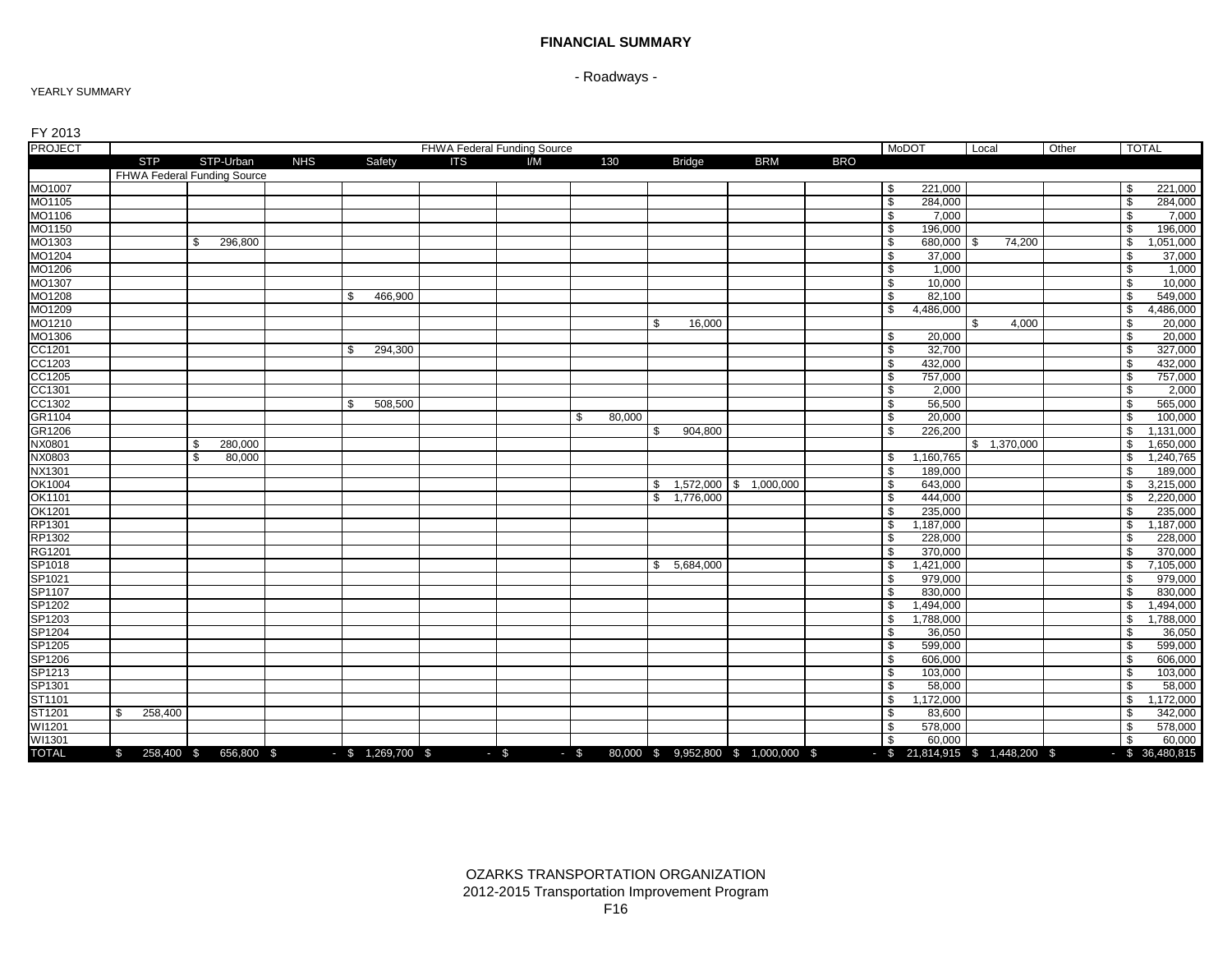# FINANCIAL SUMMARY

- Roadways -

YEARLY SUMMARY

FY 2013

| PROJECT | FHWA Federal Funding Source | | | | | | | | | | MoDOT | Local | Other | TOTAL |
|---|---|---|---|---|---|---|---|---|---|---|---|---|---|---|
| | STP | STP-Urban | NHS | Safety | ITS | I/M | 130 | Bridge | BRM | BRO | | | | |
| | FHWA Federal Funding Source | | | | | | | | | | | | | |
| MO1007 | | | | | | | | | | | $ 221,000 | | | $ 221,000 |
| MO1105 | | | | | | | | | | | $ 284,000 | | | $ 284,000 |
| MO1106 | | | | | | | | | | | $ 7,000 | | | $ 7,000 |
| MO1150 | | | | | | | | | | | $ 196,000 | | | $ 196,000 |
| MO1303 | | $ 296,800 | | | | | | | | | $ 680,000 | $ 74,200 | | $ 1,051,000 |
| MO1204 | | | | | | | | | | | $ 37,000 | | | $ 37,000 |
| MO1206 | | | | | | | | | | | $ 1,000 | | | $ 1,000 |
| MO1307 | | | | | | | | | | | $ 10,000 | | | $ 10,000 |
| MO1208 | | | | $ 466,900 | | | | | | | $ 82,100 | | | $ 549,000 |
| MO1209 | | | | | | | | | | | $ 4,486,000 | | | $ 4,486,000 |
| MO1210 | | | | | | | | $ 16,000 | | | | $ 4,000 | | $ 20,000 |
| MO1306 | | | | | | | | | | | $ 20,000 | | | $ 20,000 |
| CC1201 | | | | $ 294,300 | | | | | | | $ 32,700 | | | $ 327,000 |
| CC1203 | | | | | | | | | | | $ 432,000 | | | $ 432,000 |
| CC1205 | | | | | | | | | | | $ 757,000 | | | $ 757,000 |
| CC1301 | | | | | | | | | | | $ 2,000 | | | $ 2,000 |
| CC1302 | | | | $ 508,500 | | | | | | | $ 56,500 | | | $ 565,000 |
| GR1104 | | | | | | | $ 80,000 | | | | $ 20,000 | | | $ 100,000 |
| GR1206 | | | | | | | | $ 904,800 | | | $ 226,200 | | | $ 1,131,000 |
| NX0801 | | $ 280,000 | | | | | | | | | | $ 1,370,000 | | $ 1,650,000 |
| NX0803 | | $ 80,000 | | | | | | | | | $ 1,160,765 | | | $ 1,240,765 |
| NX1301 | | | | | | | | | | | $ 189,000 | | | $ 189,000 |
| OK1004 | | | | | | | | $ 1,572,000 | $ 1,000,000 | | $ 643,000 | | | $ 3,215,000 |
| OK1101 | | | | | | | | $ 1,776,000 | | | $ 444,000 | | | $ 2,220,000 |
| OK1201 | | | | | | | | | | | $ 235,000 | | | $ 235,000 |
| RP1301 | | | | | | | | | | | $ 1,187,000 | | | $ 1,187,000 |
| RP1302 | | | | | | | | | | | $ 228,000 | | | $ 228,000 |
| RG1201 | | | | | | | | | | | $ 370,000 | | | $ 370,000 |
| SP1018 | | | | | | | | $ 5,684,000 | | | $ 1,421,000 | | | $ 7,105,000 |
| SP1021 | | | | | | | | | | | $ 979,000 | | | $ 979,000 |
| SP1107 | | | | | | | | | | | $ 830,000 | | | $ 830,000 |
| SP1202 | | | | | | | | | | | $ 1,494,000 | | | $ 1,494,000 |
| SP1203 | | | | | | | | | | | $ 1,788,000 | | | $ 1,788,000 |
| SP1204 | | | | | | | | | | | $ 36,050 | | | $ 36,050 |
| SP1205 | | | | | | | | | | | $ 599,000 | | | $ 599,000 |
| SP1206 | | | | | | | | | | | $ 606,000 | | | $ 606,000 |
| SP1213 | | | | | | | | | | | $ 103,000 | | | $ 103,000 |
| SP1301 | | | | | | | | | | | $ 58,000 | | | $ 58,000 |
| ST1101 | | | | | | | | | | | $ 1,172,000 | | | $ 1,172,000 |
| ST1201 | $ 258,400 | | | | | | | | | | $ 83,600 | | | $ 342,000 |
| WI1201 | | | | | | | | | | | $ 578,000 | | | $ 578,000 |
| WI1301 | | | | | | | | | | | $ 60,000 | | | $ 60,000 |
| TOTAL | $ 258,400 | $ 656,800 | $ - | $ 1,269,700 | $ - | $ - | $ 80,000 | $ 9,952,800 | $ 1,000,000 | $ - | $ 21,814,915 | $ 1,448,200 | $ - | $ 36,480,815 |

OZARKS TRANSPORTATION ORGANIZATION
2012-2015 Transportation Improvement Program
F16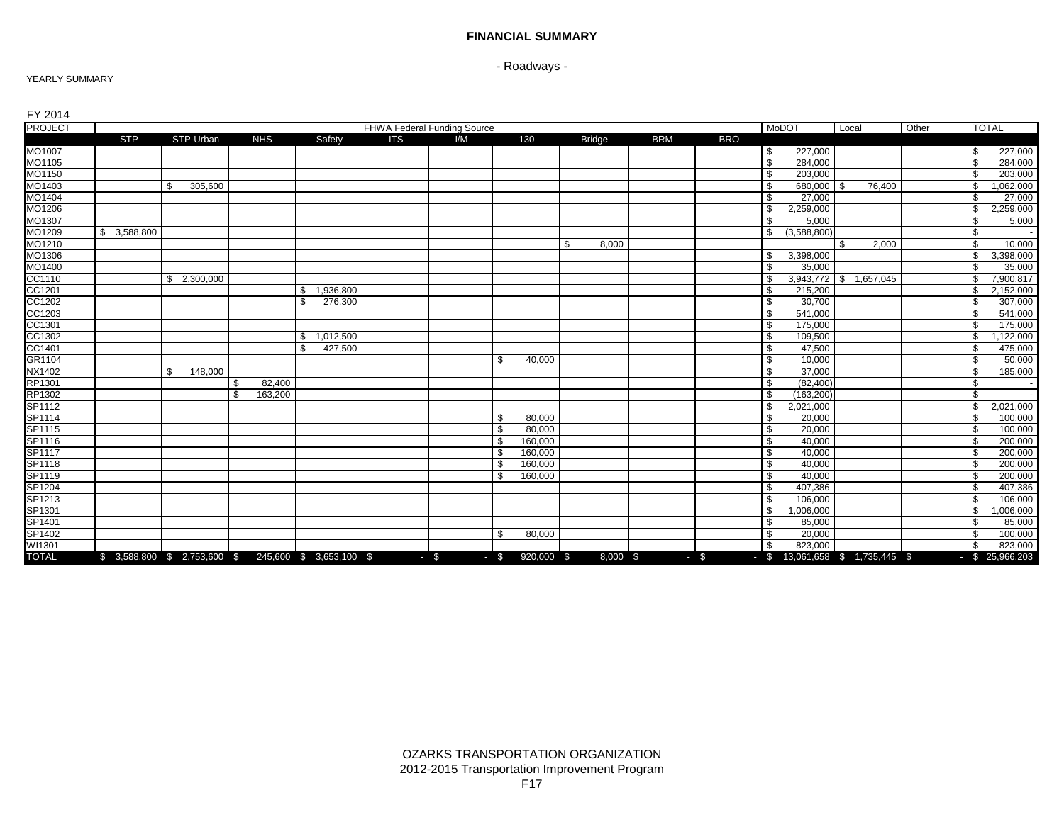**FINANCIAL SUMMARY**

- Roadways -

YEARLY SUMMARY

FY 2014

| PROJECT | FHWA Federal Funding Source | | | | | | | | | | MoDOT | Local | Other | TOTAL |
|---|---|---|---|---|---|---|---|---|---|---|---|---|---|---|
| | STP | STP-Urban | NHS | Safety | ITS | I/M | 130 | Bridge | BRM | BRO | | | | |
| MO1007 | | | | | | | | | | | $ 227,000 | | | $ 227,000 |
| MO1105 | | | | | | | | | | | $ 284,000 | | | $ 284,000 |
| MO1150 | | | | | | | | | | | $ 203,000 | | | $ 203,000 |
| MO1403 | | $ 305,600 | | | | | | | | | $ 680,000 | $ 76,400 | | $ 1,062,000 |
| MO1404 | | | | | | | | | | | $ 27,000 | | | $ 27,000 |
| MO1206 | | | | | | | | | | | $ 2,259,000 | | | $ 2,259,000 |
| MO1307 | | | | | | | | | | | $ 5,000 | | | $ 5,000 |
| MO1209 | $ 3,588,800 | | | | | | | | | | $ (3,588,800) | | | $ - |
| MO1210 | | | | | | | | $ 8,000 | | | | $ 2,000 | | $ 10,000 |
| MO1306 | | | | | | | | | | | $ 3,398,000 | | | $ 3,398,000 |
| MO1400 | | | | | | | | | | | $ 35,000 | | | $ 35,000 |
| CC1110 | | $ 2,300,000 | | | | | | | | | $ 3,943,772 | $ 1,657,045 | | $ 7,900,817 |
| CC1201 | | | | $ 1,936,800 | | | | | | | $ 215,200 | | | $ 2,152,000 |
| CC1202 | | | | $ 276,300 | | | | | | | $ 30,700 | | | $ 307,000 |
| CC1203 | | | | | | | | | | | $ 541,000 | | | $ 541,000 |
| CC1301 | | | | | | | | | | | $ 175,000 | | | $ 175,000 |
| CC1302 | | | | $ 1,012,500 | | | | | | | $ 109,500 | | | $ 1,122,000 |
| CC1401 | | | | $ 427,500 | | | | | | | $ 47,500 | | | $ 475,000 |
| GR1104 | | | | | | | $ 40,000 | | | | $ 10,000 | | | $ 50,000 |
| NX1402 | | $ 148,000 | | | | | | | | | $ 37,000 | | | $ 185,000 |
| RP1301 | | | $ 82,400 | | | | | | | | $ (82,400) | | | $ - |
| RP1302 | | | $ 163,200 | | | | | | | | $ (163,200) | | | $ - |
| SP1112 | | | | | | | | | | | $ 2,021,000 | | | $ 2,021,000 |
| SP1114 | | | | | | | $ 80,000 | | | | $ 20,000 | | | $ 100,000 |
| SP1115 | | | | | | | $ 80,000 | | | | $ 20,000 | | | $ 100,000 |
| SP1116 | | | | | | | $ 160,000 | | | | $ 40,000 | | | $ 200,000 |
| SP1117 | | | | | | | $ 160,000 | | | | $ 40,000 | | | $ 200,000 |
| SP1118 | | | | | | | $ 160,000 | | | | $ 40,000 | | | $ 200,000 |
| SP1119 | | | | | | | $ 160,000 | | | | $ 40,000 | | | $ 200,000 |
| SP1204 | | | | | | | | | | | $ 407,386 | | | $ 407,386 |
| SP1213 | | | | | | | | | | | $ 106,000 | | | $ 106,000 |
| SP1301 | | | | | | | | | | | $ 1,006,000 | | | $ 1,006,000 |
| SP1401 | | | | | | | | | | | $ 85,000 | | | $ 85,000 |
| SP1402 | | | | | | | $ 80,000 | | | | $ 20,000 | | | $ 100,000 |
| WI1301 | | | | | | | | | | | $ 823,000 | | | $ 823,000 |
| TOTAL | $ 3,588,800 | $ 2,753,600 | $ 245,600 | $ 3,653,100 | $ - | $ - | $ 920,000 | $ 8,000 | $ - | $ - | $ 13,061,658 | $ 1,735,445 | $ - | $ 25,966,203 |

OZARKS TRANSPORTATION ORGANIZATION
2012-2015 Transportation Improvement Program
F17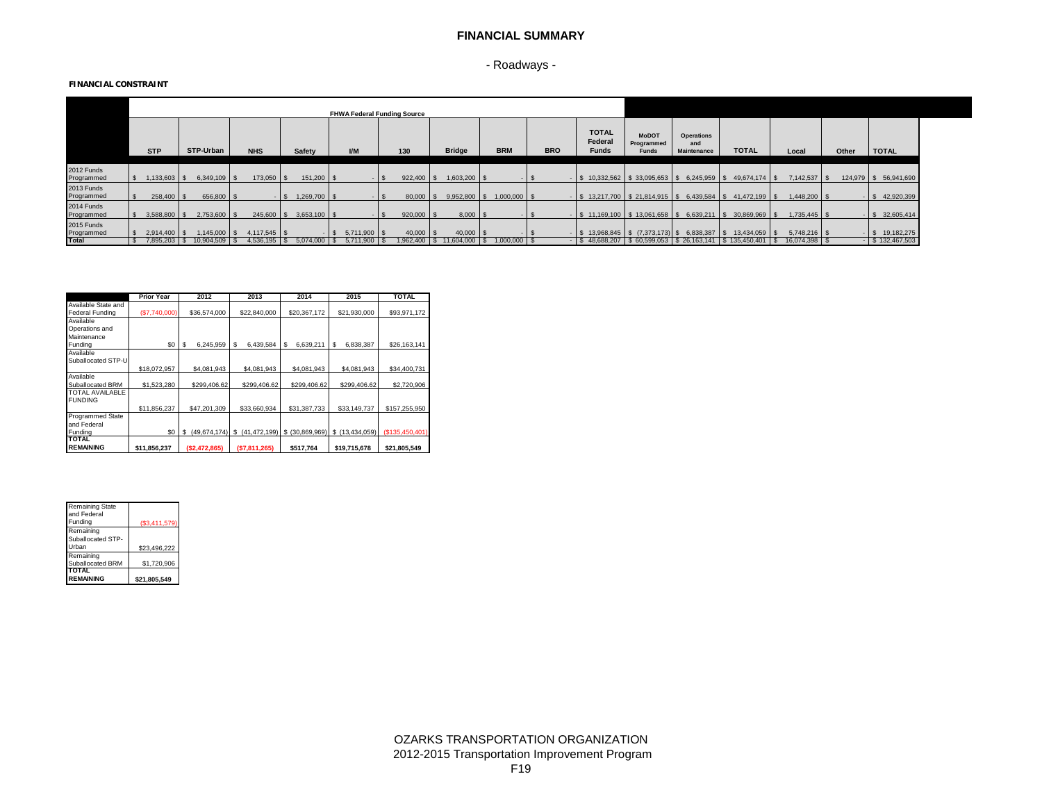## FINANCIAL SUMMARY

- Roadways -

**FINANCIAL CONSTRAINT**

| | FHWA Federal Funding Source | | | | | | | | | | | | | | | |
|---|---|---|---|---|---|---|---|---|---|---|---|---|---|---|---|---|
| | STP | STP-Urban | NHS | Safety | I/M | 130 | Bridge | BRM | BRO | TOTAL Federal Funds | MoDOT Programmed Funds | Operations and Maintenance | TOTAL | Local | Other | TOTAL |
| 2012 Funds Programmed | $ 1,133,603 | $ 6,349,109 | $ 173,050 | $ 151,200 | $ - | $ 922,400 | $ 1,603,200 | $ - | $ - | $ 10,332,562 | $ 33,095,653 | $ 6,245,959 | $ 49,674,174 | $ 7,142,537 | $ 124,979 | $ 56,941,690 |
| 2013 Funds Programmed | $ 258,400 | $ 656,800 | $ - | $ 1,269,700 | $ - | $ 80,000 | $ 9,952,800 | $ 1,000,000 | $ - | $ 13,217,700 | $ 21,814,915 | $ 6,439,584 | $ 41,472,199 | $ 1,448,200 | $ - | $ 42,920,399 |
| 2014 Funds Programmed | $ 3,588,800 | $ 2,753,600 | $ 245,600 | $ 3,653,100 | $ - | $ 920,000 | $ 8,000 | $ - | $ - | $ 11,169,100 | $ 13,061,658 | $ 6,639,211 | $ 30,869,969 | $ 1,735,445 | $ - | $ 32,605,414 |
| 2015 Funds Programmed | $ 2,914,400 | $ 1,145,000 | $ 4,117,545 | $ - | $ 5,711,900 | $ 40,000 | $ 40,000 | $ - | $ - | $ 13,968,845 | $ (7,373,173) | $ 6,838,387 | $ 13,434,059 | $ 5,748,216 | $ - | $ 19,182,275 |
| **Total** | $ 7,895,203 | $ 10,904,509 | $ 4,536,195 | $ 5,074,000 | $ 5,711,900 | $ 1,962,400 | $ 11,604,000 | $ 1,000,000 | $ - | $ 48,688,207 | $ 60,599,053 | $ 26,163,141 | $ 135,450,401 | $ 16,074,398 | $ - | $ 132,467,503 |

| | Prior Year | 2012 | 2013 | 2014 | 2015 | TOTAL |
|---|---|---|---|---|---|---|
| Available State and Federal Funding | ($7,740,000) | $36,574,000 | $22,840,000 | $20,367,172 | $21,930,000 | $93,971,172 |
| Available Operations and Maintenance Funding | $0 | $ 6,245,959 | $ 6,439,584 | $ 6,639,211 | $ 6,838,387 | $26,163,141 |
| Available Suballocated STP-U | $18,072,957 | $4,081,943 | $4,081,943 | $4,081,943 | $4,081,943 | $34,400,731 |
| Available Suballocated BRM | $1,523,280 | $299,406.62 | $299,406.62 | $299,406.62 | $299,406.62 | $2,720,906 |
| TOTAL AVAILABLE FUNDING | $11,856,237 | $47,201,309 | $33,660,934 | $31,387,733 | $33,149,737 | $157,255,950 |
| Programmed State and Federal Funding | $0 | $ (49,674,174) | $ (41,472,199) | $ (30,869,969) | $ (13,434,059) | ($135,450,401) |
| **TOTAL REMAINING** | **$11,856,237** | **($2,472,865)** | **($7,811,265)** | **$517,764** | **$19,715,678** | **$21,805,549** |

| | |
|---|---|
| Remaining State and Federal Funding | ($3,411,579) |
| Remaining Suballocated STP-Urban | $23,496,222 |
| Remaining Suballocated BRM | $1,720,906 |
| **TOTAL REMAINING** | **$21,805,549** |

OZARKS TRANSPORTATION ORGANIZATION
2012-2015 Transportation Improvement Program
F19